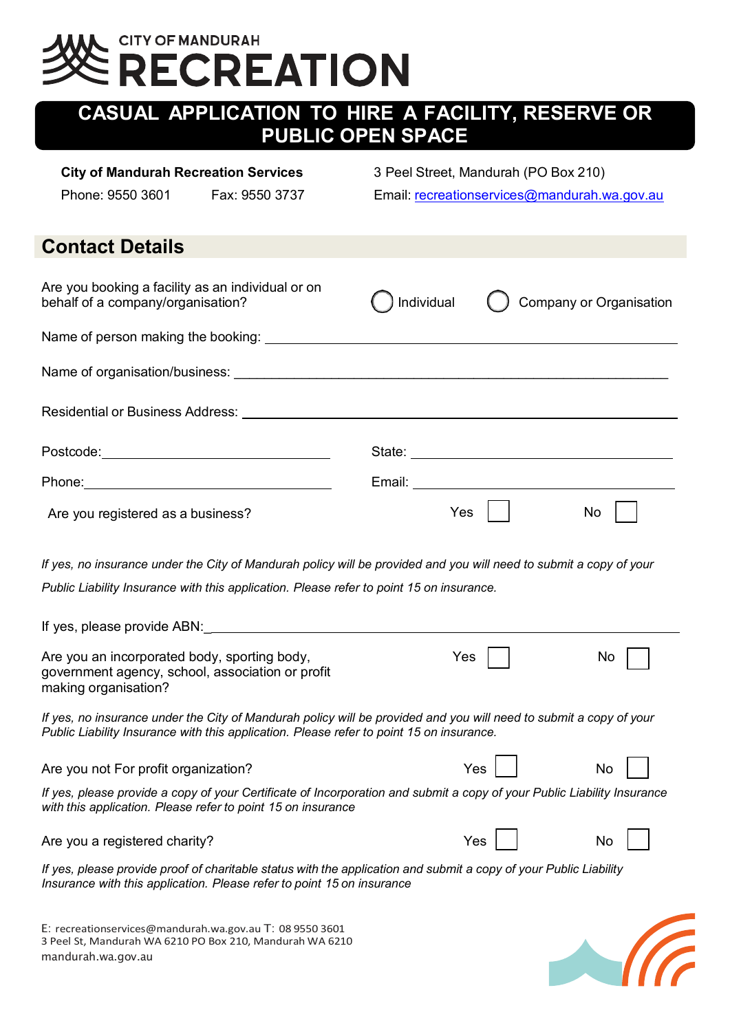CITY OF MANDURAH

# RECREATION

## CASUAL APPLICATION TO HIRE A FACILITY, RESERVE OR PUBLIC OPEN SPACE

**City of Mandurah Recreation Services**
Phone: 9550 3601    Fax: 9550 3737
3 Peel Street, Mandurah (PO Box 210)
Email: recreationservices@mandurah.wa.gov.au

## Contact Details

Are you booking a facility as an individual or on behalf of a company/organisation? ◯ Individual ◯ Company or Organisation

Name of person making the booking: ______________________________

Name of organisation/business: ______________________________

Residential or Business Address: ______________________________

Postcode: ____________________ State: ____________________

Phone: ____________________ Email: ____________________

Are you registered as a business? Yes ☐ No ☐

*If yes, no insurance under the City of Mandurah policy will be provided and you will need to submit a copy of your Public Liability Insurance with this application. Please refer to point 15 on insurance.*

If yes, please provide ABN: ______________________________

Are you an incorporated body, sporting body, government agency, school, association or profit making organisation? Yes ☐ No ☐

*If yes, no insurance under the City of Mandurah policy will be provided and you will need to submit a copy of your Public Liability Insurance with this application. Please refer to point 15 on insurance.*

Are you not For profit organization? Yes ☐ No ☐

*If yes, please provide a copy of your Certificate of Incorporation and submit a copy of your Public Liability Insurance with this application. Please refer to point 15 on insurance*

Are you a registered charity? Yes ☐ No ☐

*If yes, please provide proof of charitable status with the application and submit a copy of your Public Liability Insurance with this application. Please refer to point 15 on insurance*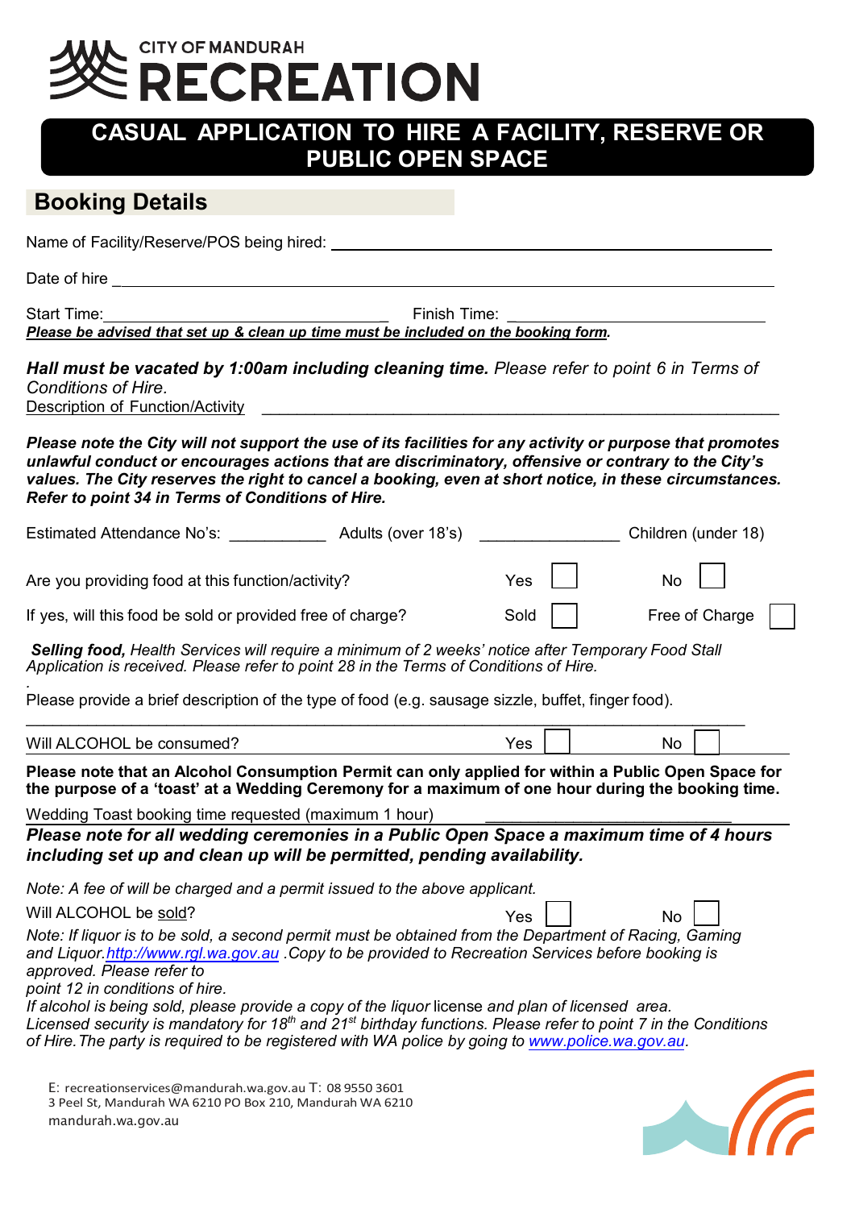CITY OF MANDURAH
# RECREATION

## CASUAL APPLICATION TO HIRE A FACILITY, RESERVE OR PUBLIC OPEN SPACE

## Booking Details

Name of Facility/Reserve/POS being hired: ____________________________________________

Date of hire ____________________________________________

Start Time: ______________________ Finish Time: ______________________

***Please be advised that set up & clean up time must be included on the booking form.***

***Hall must be vacated by 1:00am including cleaning time.*** *Please refer to point 6 in Terms of Conditions of Hire.*

Description of Function/Activity ____________________________________________

***Please note the City will not support the use of its facilities for any activity or purpose that promotes unlawful conduct or encourages actions that are discriminatory, offensive or contrary to the City's values. The City reserves the right to cancel a booking, even at short notice, in these circumstances. Refer to point 34 in Terms of Conditions of Hire.***

Estimated Attendance No's: ___________ Adults (over 18's) _______________ Children (under 18)

Are you providing food at this function/activity? Yes ☐ No ☐

If yes, will this food be sold or provided free of charge? Sold ☐ Free of Charge ☐

***Selling food,*** *Health Services will require a minimum of 2 weeks' notice after Temporary Food Stall Application is received. Please refer to point 28 in the Terms of Conditions of Hire.*

.

Please provide a brief description of the type of food (e.g. sausage sizzle, buffet, finger food).

____________________________________________

Will ALCOHOL be consumed? Yes ☐ No ☐

**Please note that an Alcohol Consumption Permit can only applied for within a Public Open Space for the purpose of a 'toast' at a Wedding Ceremony for a maximum of one hour during the booking time.**

Wedding Toast booking time requested (maximum 1 hour) ______________________

***Please note for all wedding ceremonies in a Public Open Space a maximum time of 4 hours including set up and clean up will be permitted, pending availability.***

*Note: A fee of will be charged and a permit issued to the above applicant.*

Will ALCOHOL be sold? Yes ☐ No ☐

*Note: If liquor is to be sold, a second permit must be obtained from the Department of Racing, Gaming and Liquor. http://www.rgl.wa.gov.au . Copy to be provided to Recreation Services before booking is approved. Please refer to point 12 in conditions of hire.*

*If alcohol is being sold, please provide a copy of the liquor license and plan of licensed area. Licensed security is mandatory for 18th and 21st birthday functions. Please refer to point 7 in the Conditions of Hire. The party is required to be registered with WA police by going to www.police.wa.gov.au.*

E: recreationservices@mandurah.wa.gov.au T: 08 9550 3601
3 Peel St, Mandurah WA 6210 PO Box 210, Mandurah WA 6210
mandurah.wa.gov.au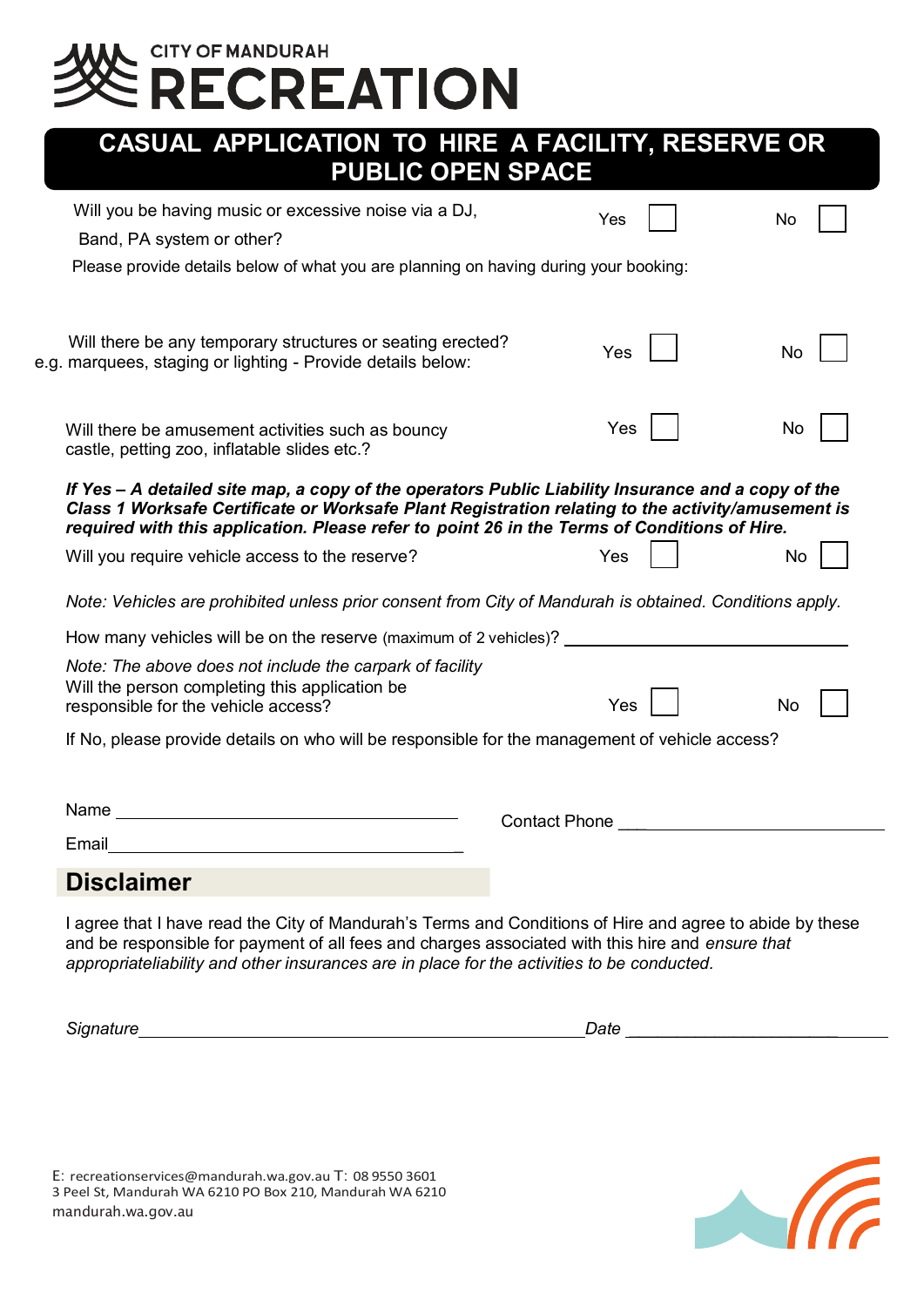CITY OF MANDURAH

# RECREATION

## CASUAL APPLICATION TO HIRE A FACILITY, RESERVE OR PUBLIC OPEN SPACE

Will you be having music or excessive noise via a DJ, Band, PA system or other? Yes ☐ No ☐

Please provide details below of what you are planning on having during your booking:

Will there be any temporary structures or seating erected? e.g. marquees, staging or lighting - Provide details below: Yes ☐ No ☐

Will there be amusement activities such as bouncy castle, petting zoo, inflatable slides etc.? Yes ☐ No ☐

***If Yes – A detailed site map, a copy of the operators Public Liability Insurance and a copy of the Class 1 Worksafe Certificate or Worksafe Plant Registration relating to the activity/amusement is required with this application. Please refer to point 26 in the Terms of Conditions of Hire.***

Will you require vehicle access to the reserve? Yes ☐ No ☐

*Note: Vehicles are prohibited unless prior consent from City of Mandurah is obtained. Conditions apply.*

How many vehicles will be on the reserve (maximum of 2 vehicles)? ______________________________

*Note: The above does not include the carpark of facility*

Will the person completing this application be responsible for the vehicle access? Yes ☐ No ☐

If No, please provide details on who will be responsible for the management of vehicle access?

Name ______________________________ Contact Phone ______________________________

Email ______________________________

## Disclaimer

I agree that I have read the City of Mandurah's Terms and Conditions of Hire and agree to abide by these and be responsible for payment of all fees and charges associated with this hire and *ensure that appropriateliability and other insurances are in place for the activities to be conducted.*

*Signature* ______________________________ *Date* ______________________________

E: recreationservices@mandurah.wa.gov.au T: 08 9550 3601
3 Peel St, Mandurah WA 6210 PO Box 210, Mandurah WA 6210
mandurah.wa.gov.au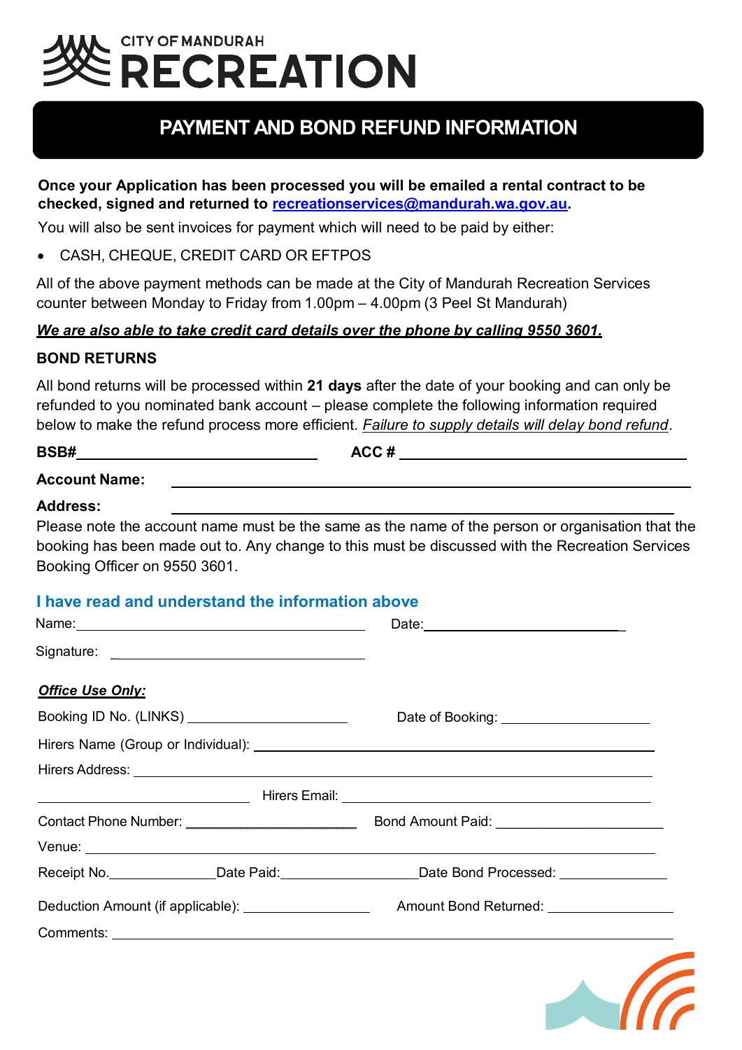CITY OF MANDURAH
# RECREATION

## PAYMENT AND BOND REFUND INFORMATION

**Once your Application has been processed you will be emailed a rental contract to be checked, signed and returned to recreationservices@mandurah.wa.gov.au.**

You will also be sent invoices for payment which will need to be paid by either:

- CASH, CHEQUE, CREDIT CARD OR EFTPOS

All of the above payment methods can be made at the City of Mandurah Recreation Services counter between Monday to Friday from 1.00pm – 4.00pm (3 Peel St Mandurah)

***We are also able to take credit card details over the phone by calling 9550 3601.***

**BOND RETURNS**

All bond returns will be processed within **21 days** after the date of your booking and can only be refunded to you nominated bank account – please complete the following information required below to make the refund process more efficient. *Failure to supply details will delay bond refund*.

**BSB#** ______________________ **ACC #** ______________________

**Account Name:** ______________________

**Address:** ______________________

Please note the account name must be the same as the name of the person or organisation that the booking has been made out to. Any change to this must be discussed with the Recreation Services Booking Officer on 9550 3601.

### I have read and understand the information above

Name: ______________________ Date: ______________________

Signature: ______________________

***Office Use Only:***

Booking ID No. (LINKS) ______________________ Date of Booking: ______________________

Hirers Name (Group or Individual): ______________________

Hirers Address: ______________________

______________________ Hirers Email: ______________________

Contact Phone Number: ______________________ Bond Amount Paid: ______________________

Venue: ______________________

Receipt No. ____________ Date Paid: ____________ Date Bond Processed: ____________

Deduction Amount (if applicable): ______________________ Amount Bond Returned: ______________________

Comments: ______________________